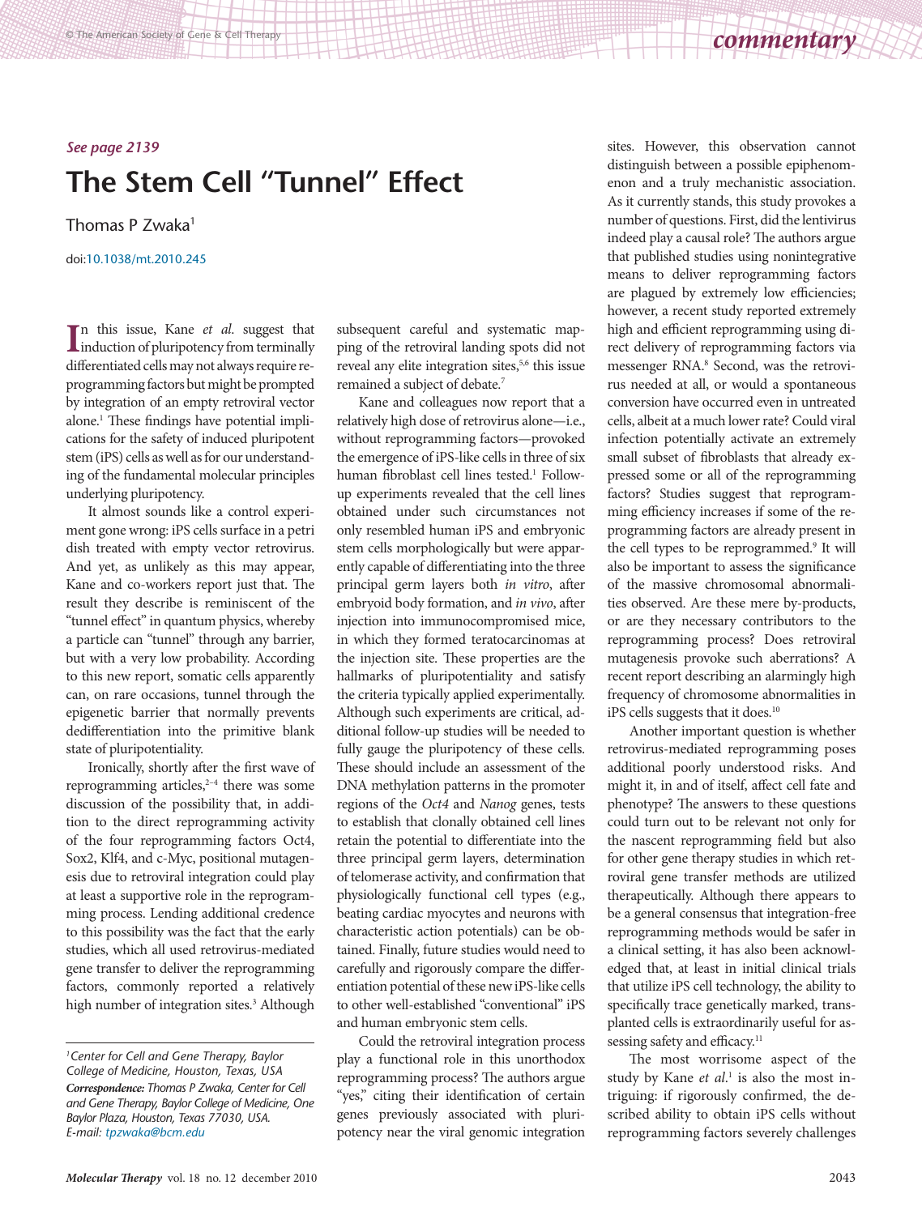*See page 2139*

# The Stem Cell "Tunnel" Effect

Thomas P Zwaka[1]

doi:10.1038/mt.2010.245

In this issue, Kane *et al.* suggest that induction of pluripotency from terminally differentiated cells may not always require reprogramming factors but might be prompted by integration of an empty retroviral vector alone.[1] These findings have potential implications for the safety of induced pluripotent stem (iPS) cells as well as for our understanding of the fundamental molecular principles underlying pluripotency.

It almost sounds like a control experiment gone wrong: iPS cells surface in a petri dish treated with empty vector retrovirus. And yet, as unlikely as this may appear, Kane and co-workers report just that. The result they describe is reminiscent of the "tunnel effect" in quantum physics, whereby a particle can "tunnel" through any barrier, but with a very low probability. According to this new report, somatic cells apparently can, on rare occasions, tunnel through the epigenetic barrier that normally prevents dedifferentiation into the primitive blank state of pluripotentiality.

Ironically, shortly after the first wave of reprogramming articles,[2–4] there was some discussion of the possibility that, in addition to the direct reprogramming activity of the four reprogramming factors Oct4, Sox2, Klf4, and c-Myc, positional mutagenesis due to retroviral integration could play at least a supportive role in the reprogramming process. Lending additional credence to this possibility was the fact that the early studies, which all used retrovirus-mediated gene transfer to deliver the reprogramming factors, commonly reported a relatively high number of integration sites.[3] Although subsequent careful and systematic mapping of the retroviral landing spots did not reveal any elite integration sites,[5,6] this issue remained a subject of debate.[7]

Kane and colleagues now report that a relatively high dose of retrovirus alone—i.e., without reprogramming factors—provoked the emergence of iPS-like cells in three of six human fibroblast cell lines tested.[1] Follow-up experiments revealed that the cell lines obtained under such circumstances not only resembled human iPS and embryonic stem cells morphologically but were apparently capable of differentiating into the three principal germ layers both *in vitro*, after embryoid body formation, and *in vivo*, after injection into immunocompromised mice, in which they formed teratocarcinomas at the injection site. These properties are the hallmarks of pluripotentiality and satisfy the criteria typically applied experimentally. Although such experiments are critical, additional follow-up studies will be needed to fully gauge the pluripotency of these cells. These should include an assessment of the DNA methylation patterns in the promoter regions of the *Oct4* and *Nanog* genes, tests to establish that clonally obtained cell lines retain the potential to differentiate into the three principal germ layers, determination of telomerase activity, and confirmation that physiologically functional cell types (e.g., beating cardiac myocytes and neurons with characteristic action potentials) can be obtained. Finally, future studies would need to carefully and rigorously compare the differentiation potential of these new iPS-like cells to other well-established "conventional" iPS and human embryonic stem cells.

Could the retroviral integration process play a functional role in this unorthodox reprogramming process? The authors argue "yes," citing their identification of certain genes previously associated with pluripotency near the viral genomic integration sites. However, this observation cannot distinguish between a possible epiphenomenon and a truly mechanistic association. As it currently stands, this study provokes a number of questions. First, did the lentivirus indeed play a causal role? The authors argue that published studies using nonintegrative means to deliver reprogramming factors are plagued by extremely low efficiencies; however, a recent study reported extremely high and efficient reprogramming using direct delivery of reprogramming factors via messenger RNA.[8] Second, was the retrovirus needed at all, or would a spontaneous conversion have occurred even in untreated cells, albeit at a much lower rate? Could viral infection potentially activate an extremely small subset of fibroblasts that already expressed some or all of the reprogramming factors? Studies suggest that reprogramming efficiency increases if some of the reprogramming factors are already present in the cell types to be reprogrammed.[9] It will also be important to assess the significance of the massive chromosomal abnormalities observed. Are these mere by-products, or are they necessary contributors to the reprogramming process? Does retroviral mutagenesis provoke such aberrations? A recent report describing an alarmingly high frequency of chromosome abnormalities in iPS cells suggests that it does.[10]

Another important question is whether retrovirus-mediated reprogramming poses additional poorly understood risks. And might it, in and of itself, affect cell fate and phenotype? The answers to these questions could turn out to be relevant not only for the nascent reprogramming field but also for other gene therapy studies in which retroviral gene transfer methods are utilized therapeutically. Although there appears to be a general consensus that integration-free reprogramming methods would be safer in a clinical setting, it has also been acknowledged that, at least in initial clinical trials that utilize iPS cell technology, the ability to specifically trace genetically marked, transplanted cells is extraordinarily useful for assessing safety and efficacy.[11]

The most worrisome aspect of the study by Kane *et al.*[1] is also the most intriguing: if rigorously confirmed, the described ability to obtain iPS cells without reprogramming factors severely challenges

---

[1] *Center for Cell and Gene Therapy, Baylor College of Medicine, Houston, Texas, USA*
***Correspondence:*** *Thomas P Zwaka, Center for Cell and Gene Therapy, Baylor College of Medicine, One Baylor Plaza, Houston, Texas 77030, USA. E-mail: tpzwaka@bcm.edu*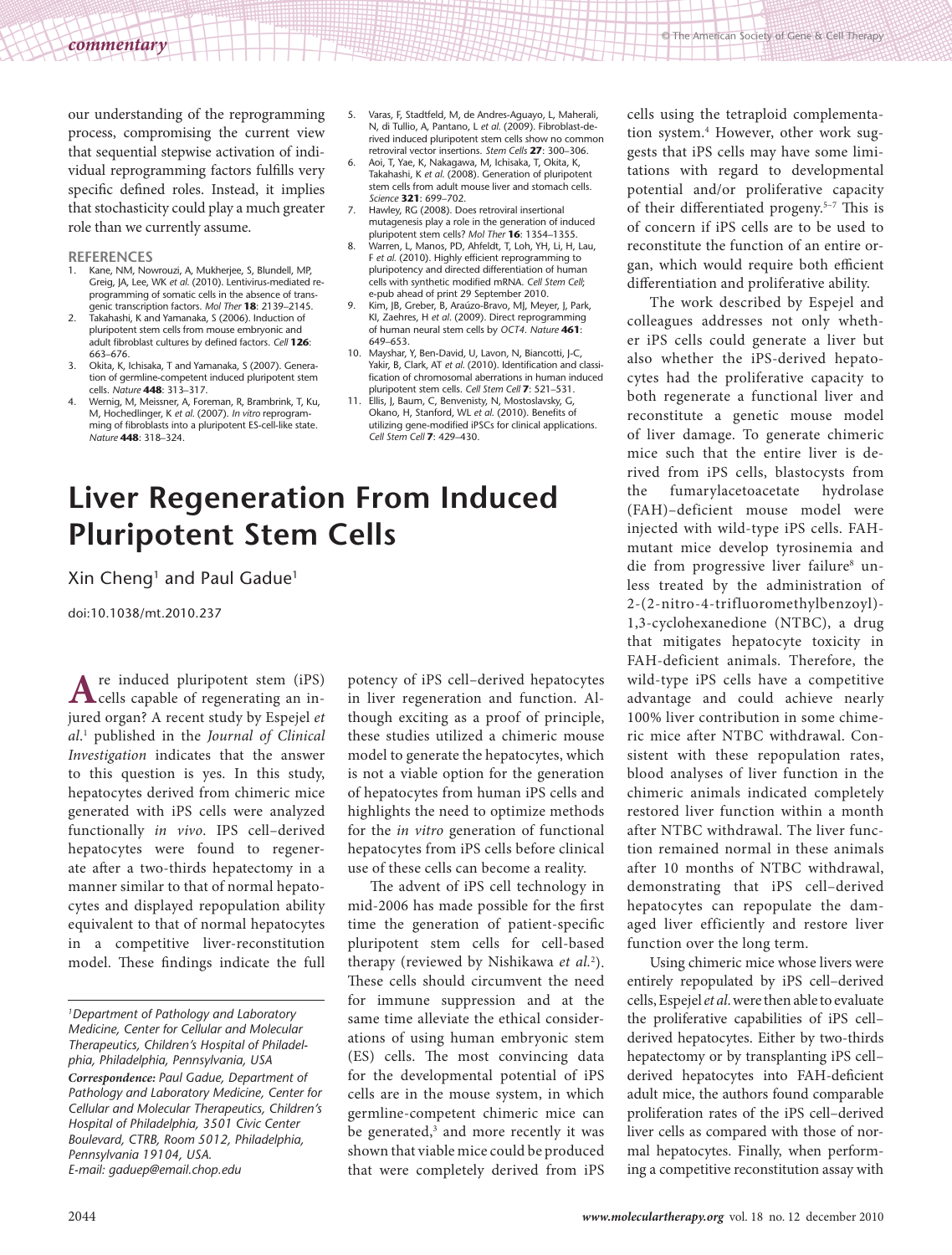our understanding of the reprogramming process, compromising the current view that sequential stepwise activation of individual reprogramming factors fulfills very specific defined roles. Instead, it implies that stochasticity could play a much greater role than we currently assume.

## REFERENCES

1. Kane, NM, Nowrouzi, A, Mukherjee, S, Blundell, MP, Greig, JA, Lee, WK *et al.* (2010). Lentivirus-mediated reprogramming of somatic cells in the absence of transgenic transcription factors. *Mol Ther* **18**: 2139–2145.
2. Takahashi, K and Yamanaka, S (2006). Induction of pluripotent stem cells from mouse embryonic and adult fibroblast cultures by defined factors. *Cell* **126**: 663–676.
3. Okita, K, Ichisaka, T and Yamanaka, S (2007). Generation of germline-competent induced pluripotent stem cells. *Nature* **448**: 313–317.
4. Wernig, M, Meissner, A, Foreman, R, Brambrink, T, Ku, M, Hochedlinger, K *et al.* (2007). *In vitro* reprogramming of fibroblasts into a pluripotent ES-cell-like state. *Nature* **448**: 318–324.
5. Varas, F, Stadtfeld, M, de Andres-Aguayo, L, Maherali, N, di Tullio, A, Pantano, L *et al.* (2009). Fibroblast-derived induced pluripotent stem cells show no common retroviral vector insertions. *Stem Cells* **27**: 300–306.
6. Aoi, T, Yae, K, Nakagawa, M, Ichisaka, T, Okita, K, Takahashi, K *et al.* (2008). Generation of pluripotent stem cells from adult mouse liver and stomach cells. *Science* **321**: 699–702.
7. Hawley, RG (2008). Does retroviral insertional mutagenesis play a role in the generation of induced pluripotent stem cells? *Mol Ther* **16**: 1354–1355.
8. Warren, L, Manos, PD, Ahfeldt, T, Loh, YH, Li, H, Lau, F *et al.* (2010). Highly efficient reprogramming to pluripotency and directed differentiation of human cells with synthetic modified mRNA. *Cell Stem Cell*; e-pub ahead of print 29 September 2010.
9. Kim, JB, Greber, B, Araúzo-Bravo, MJ, Meyer, J, Park, KI, Zaehres, H *et al.* (2009). Direct reprogramming of human neural stem cells by *OCT4*. *Nature* **461**: 649–653.
10. Mayshar, Y, Ben-David, U, Lavon, N, Biancotti, J-C, Yakir, B, Clark, AT *et al.* (2010). Identification and classification of chromosomal aberrations in human induced pluripotent stem cells. *Cell Stem Cell* **7**: 521–531.
11. Ellis, J, Baum, C, Benvenisty, N, Mostoslavsky, G, Okano, H, Stanford, WL *et al.* (2010). Benefits of utilizing gene-modified iPSCs for clinical applications. *Cell Stem Cell* **7**: 429–430.

# Liver Regeneration From Induced Pluripotent Stem Cells

Xin Cheng[1] and Paul Gadue[1]

doi:10.1038/mt.2010.237

Are induced pluripotent stem (iPS) cells capable of regenerating an injured organ? A recent study by Espejel *et al.*[1] published in the *Journal of Clinical Investigation* indicates that the answer to this question is yes. In this study, hepatocytes derived from chimeric mice generated with iPS cells were analyzed functionally *in vivo*. IPS cell–derived hepatocytes were found to regenerate after a two-thirds hepatectomy in a manner similar to that of normal hepatocytes and displayed repopulation ability equivalent to that of normal hepatocytes in a competitive liver-reconstitution model. These findings indicate the full potency of iPS cell–derived hepatocytes in liver regeneration and function. Although exciting as a proof of principle, these studies utilized a chimeric mouse model to generate the hepatocytes, which is not a viable option for the generation of hepatocytes from human iPS cells and highlights the need to optimize methods for the *in vitro* generation of functional hepatocytes from iPS cells before clinical use of these cells can become a reality.

The advent of iPS cell technology in mid-2006 has made possible for the first time the generation of patient-specific pluripotent stem cells for cell-based therapy (reviewed by Nishikawa *et al.*[2]). These cells should circumvent the need for immune suppression and at the same time alleviate the ethical considerations of using human embryonic stem (ES) cells. The most convincing data for the developmental potential of iPS cells are in the mouse system, in which germline-competent chimeric mice can be generated,[3] and more recently it was shown that viable mice could be produced that were completely derived from iPS cells using the tetraploid complementation system.[4] However, other work suggests that iPS cells may have some limitations with regard to developmental potential and/or proliferative capacity of their differentiated progeny.[5–7] This is of concern if iPS cells are to be used to reconstitute the function of an entire organ, which would require both efficient differentiation and proliferative ability.

The work described by Espejel and colleagues addresses not only whether iPS cells could generate a liver but also whether the iPS-derived hepatocytes had the proliferative capacity to both regenerate a functional liver and reconstitute a genetic mouse model of liver damage. To generate chimeric mice such that the entire liver is derived from iPS cells, blastocysts from the fumarylacetoacetate hydrolase (FAH)–deficient mouse model were injected with wild-type iPS cells. FAH-mutant mice develop tyrosinemia and die from progressive liver failure[8] unless treated by the administration of 2-(2-nitro-4-trifluoromethylbenzoyl)-1,3-cyclohexanedione (NTBC), a drug that mitigates hepatocyte toxicity in FAH-deficient animals. Therefore, the wild-type iPS cells have a competitive advantage and could achieve nearly 100% liver contribution in some chimeric mice after NTBC withdrawal. Consistent with these repopulation rates, blood analyses of liver function in the chimeric animals indicated completely restored liver function within a month after NTBC withdrawal. The liver function remained normal in these animals after 10 months of NTBC withdrawal, demonstrating that iPS cell–derived hepatocytes can repopulate the damaged liver efficiently and restore liver function over the long term.

Using chimeric mice whose livers were entirely repopulated by iPS cell–derived cells, Espejel *et al.* were then able to evaluate the proliferative capabilities of iPS cell–derived hepatocytes. Either by two-thirds hepatectomy or by transplanting iPS cell–derived hepatocytes into FAH-deficient adult mice, the authors found comparable proliferation rates of the iPS cell–derived liver cells as compared with those of normal hepatocytes. Finally, when performing a competitive reconstitution assay with

[1]*Department of Pathology and Laboratory Medicine, Center for Cellular and Molecular Therapeutics, Children's Hospital of Philadelphia, Philadelphia, Pennsylvania, USA*

***Correspondence:*** *Paul Gadue, Department of Pathology and Laboratory Medicine, Center for Cellular and Molecular Therapeutics, Children's Hospital of Philadelphia, 3501 Civic Center Boulevard, CTRB, Room 5012, Philadelphia, Pennsylvania 19104, USA.*
*E-mail: gaduep@email.chop.edu*